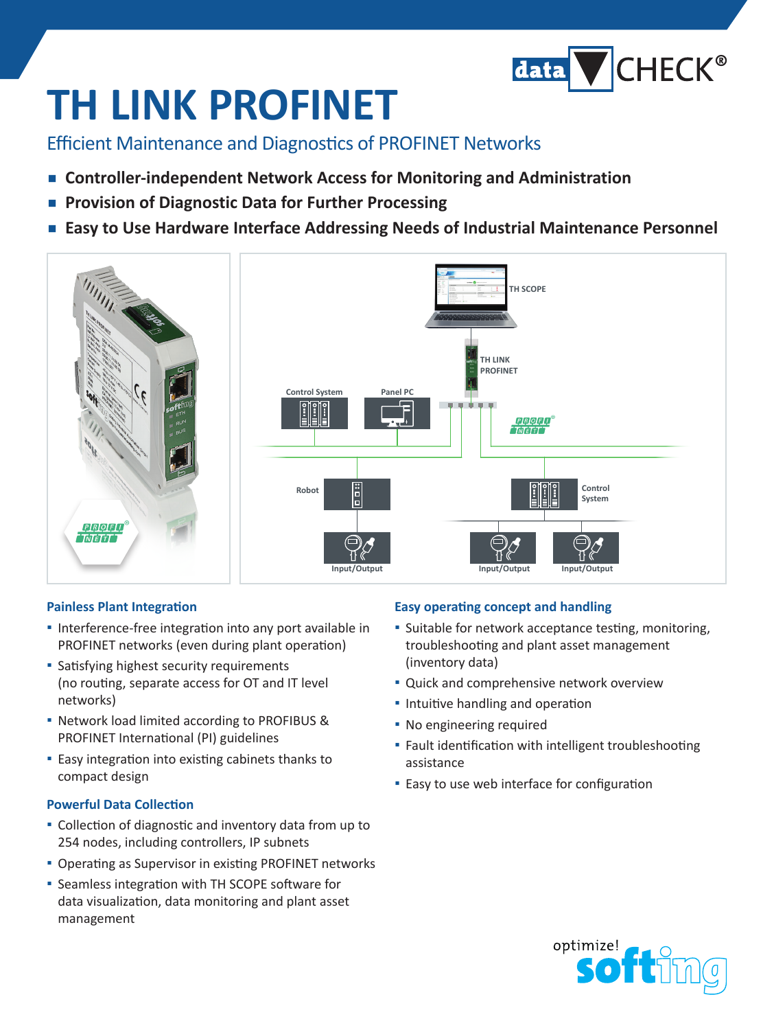# TH LINK PROFINET

## Efficient Maintenance and Diagnostics of PROFINET Networks

- **Controller-independent Network Access for Monitoring and Administration**
- **Provision of Diagnostic Data for Further Processing**
- **Easy to Use Hardware Interface Addressing Needs of Industrial Maintenance Personnel**

### Painless Plant Integration

- Interference-free integration into any port available in PROFINET networks (even during plant operation)
- Satisfying highest security requirements (no routing, separate access for OT and IT level networks)
- Network load limited according to PROFIBUS & PROFINET International (PI) guidelines
- Easy integration into existing cabinets thanks to compact design

### Powerful Data Collection

- Collection of diagnostic and inventory data from up to 254 nodes, including controllers, IP subnets
- Operating as Supervisor in existing PROFINET networks
- Seamless integration with TH SCOPE software for data visualization, data monitoring and plant asset management

### Easy operating concept and handling

- Suitable for network acceptance testing, monitoring, troubleshooting and plant asset management (inventory data)
- Quick and comprehensive network overview
- Intuitive handling and operation
- No engineering required
- Fault identification with intelligent troubleshooting assistance
- Easy to use web interface for configuration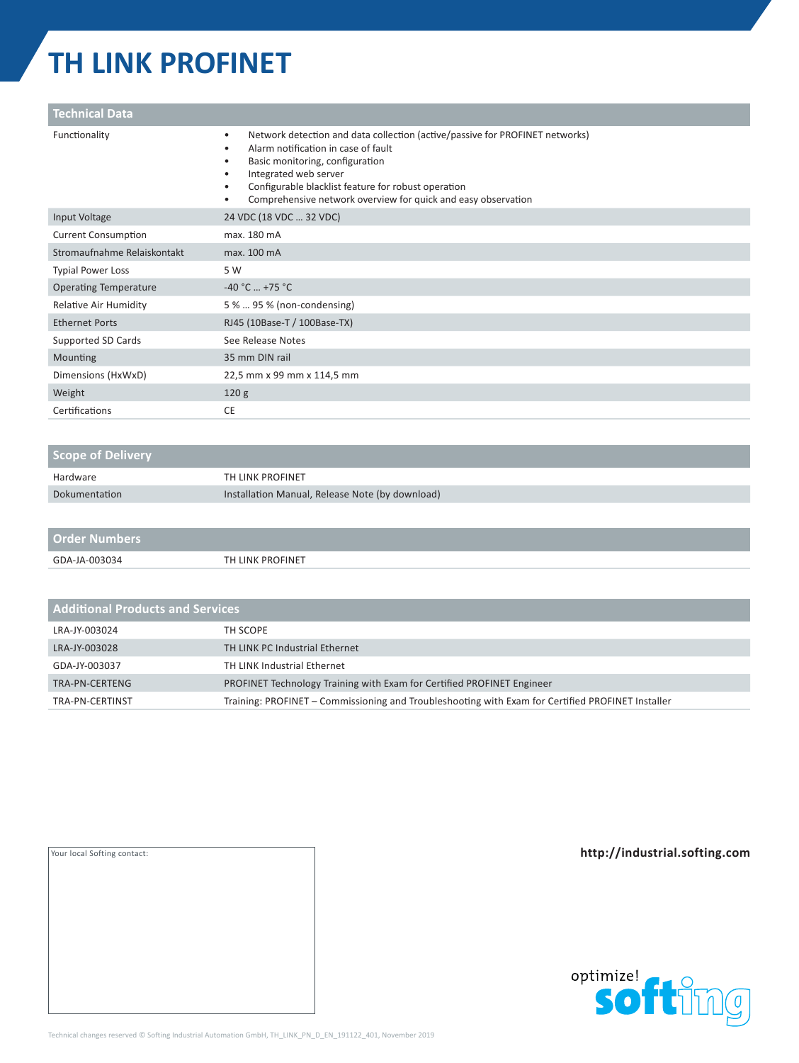# TH LINK PROFINET

| Technical Data | |
|---|---|
| Functionality | • Network detection and data collection (active/passive for PROFINET networks)<br>• Alarm notification in case of fault<br>• Basic monitoring, configuration<br>• Integrated web server<br>• Configurable blacklist feature for robust operation<br>• Comprehensive network overview for quick and easy observation |
| Input Voltage | 24 VDC (18 VDC … 32 VDC) |
| Current Consumption | max. 180 mA |
| Stromaufnahme Relaiskontakt | max. 100 mA |
| Typial Power Loss | 5 W |
| Operating Temperature | -40 °C … +75 °C |
| Relative Air Humidity | 5 % … 95 % (non-condensing) |
| Ethernet Ports | RJ45 (10Base-T / 100Base-TX) |
| Supported SD Cards | See Release Notes |
| Mounting | 35 mm DIN rail |
| Dimensions (HxWxD) | 22,5 mm x 99 mm x 114,5 mm |
| Weight | 120 g |
| Certifications | CE |

| Scope of Delivery | |
|---|---|
| Hardware | TH LINK PROFINET |
| Dokumentation | Installation Manual, Release Note (by download) |

| Order Numbers | |
|---|---|
| GDA-JA-003034 | TH LINK PROFINET |

| Additional Products and Services | |
|---|---|
| LRA-JY-003024 | TH SCOPE |
| LRA-JY-003028 | TH LINK PC Industrial Ethernet |
| GDA-JY-003037 | TH LINK Industrial Ethernet |
| TRA-PN-CERTENG | PROFINET Technology Training with Exam for Certified PROFINET Engineer |
| TRA-PN-CERTINST | Training: PROFINET – Commissioning and Troubleshooting with Exam for Certified PROFINET Installer |

Your local Softing contact:

**http://industrial.softing.com**

optimize! softing

Technical changes reserved © Softing Industrial Automation GmbH, TH_LINK_PN_D_EN_191122_401, November 2019